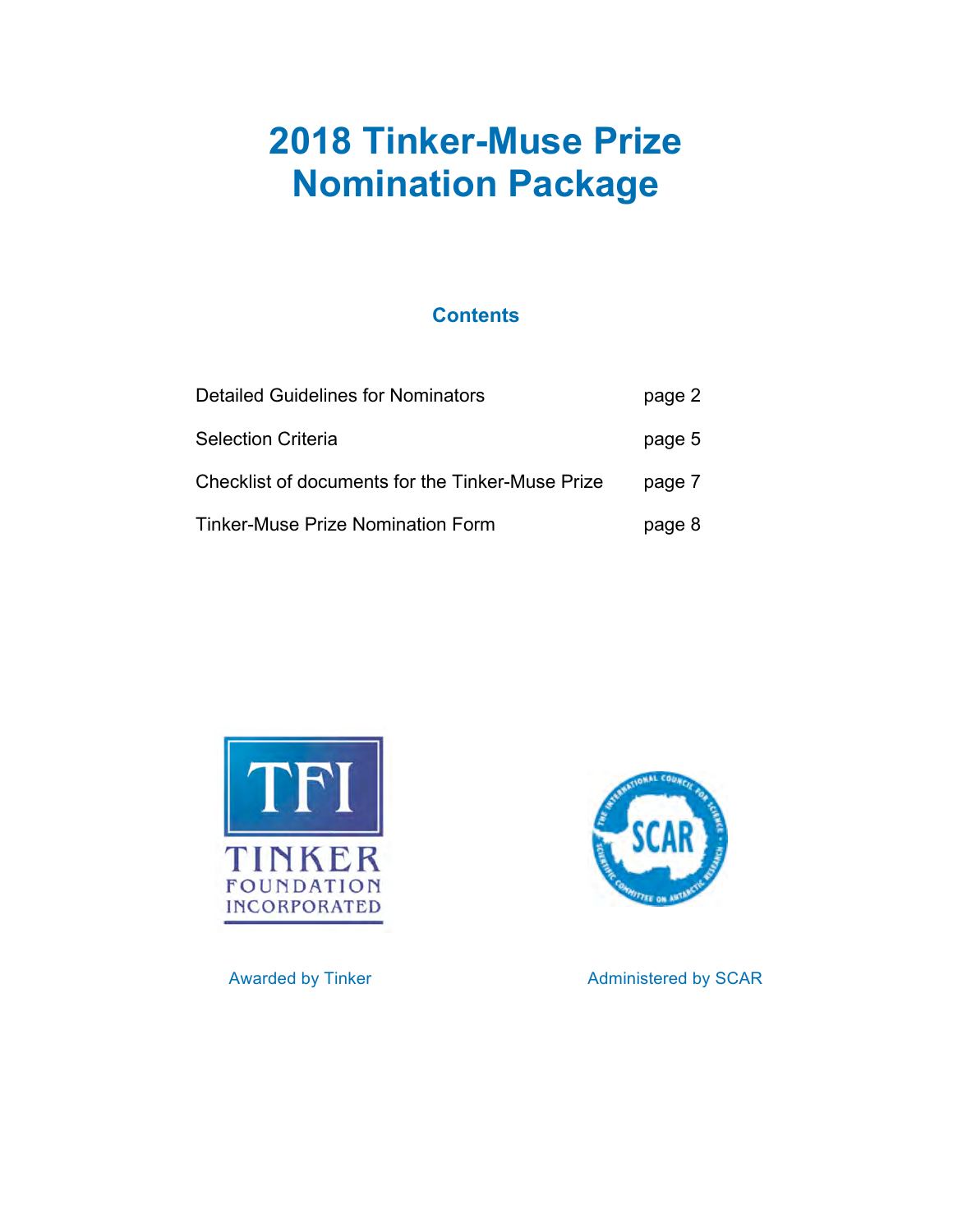# 2018 Tinker-Muse Prize Nomination Package

## Contents

| | |
|---|---|
| Detailed Guidelines for Nominators | page 2 |
| Selection Criteria | page 5 |
| Checklist of documents for the Tinker-Muse Prize | page 7 |
| Tinker-Muse Prize Nomination Form | page 8 |

Awarded by Tinker

Administered by SCAR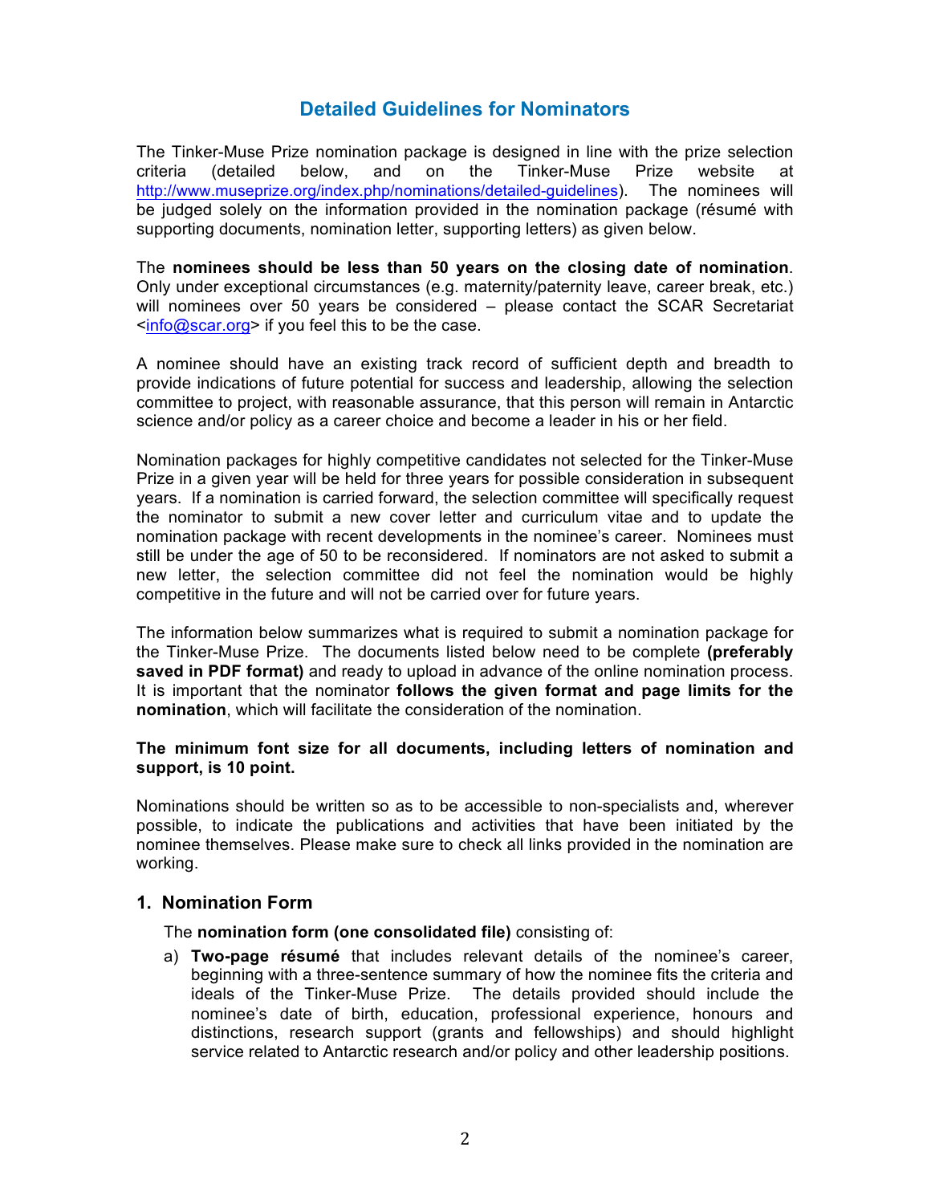## Detailed Guidelines for Nominators

The Tinker-Muse Prize nomination package is designed in line with the prize selection criteria (detailed below, and on the Tinker-Muse Prize website at http://www.museprize.org/index.php/nominations/detailed-guidelines). The nominees will be judged solely on the information provided in the nomination package (résumé with supporting documents, nomination letter, supporting letters) as given below.

The **nominees should be less than 50 years on the closing date of nomination**. Only under exceptional circumstances (e.g. maternity/paternity leave, career break, etc.) will nominees over 50 years be considered – please contact the SCAR Secretariat <info@scar.org> if you feel this to be the case.

A nominee should have an existing track record of sufficient depth and breadth to provide indications of future potential for success and leadership, allowing the selection committee to project, with reasonable assurance, that this person will remain in Antarctic science and/or policy as a career choice and become a leader in his or her field.

Nomination packages for highly competitive candidates not selected for the Tinker-Muse Prize in a given year will be held for three years for possible consideration in subsequent years. If a nomination is carried forward, the selection committee will specifically request the nominator to submit a new cover letter and curriculum vitae and to update the nomination package with recent developments in the nominee's career. Nominees must still be under the age of 50 to be reconsidered. If nominators are not asked to submit a new letter, the selection committee did not feel the nomination would be highly competitive in the future and will not be carried over for future years.

The information below summarizes what is required to submit a nomination package for the Tinker-Muse Prize. The documents listed below need to be complete **(preferably saved in PDF format)** and ready to upload in advance of the online nomination process. It is important that the nominator **follows the given format and page limits for the nomination**, which will facilitate the consideration of the nomination.

**The minimum font size for all documents, including letters of nomination and support, is 10 point.**

Nominations should be written so as to be accessible to non-specialists and, wherever possible, to indicate the publications and activities that have been initiated by the nominee themselves. Please make sure to check all links provided in the nomination are working.

### 1. Nomination Form

The **nomination form (one consolidated file)** consisting of:

a) **Two-page résumé** that includes relevant details of the nominee's career, beginning with a three-sentence summary of how the nominee fits the criteria and ideals of the Tinker-Muse Prize. The details provided should include the nominee's date of birth, education, professional experience, honours and distinctions, research support (grants and fellowships) and should highlight service related to Antarctic research and/or policy and other leadership positions.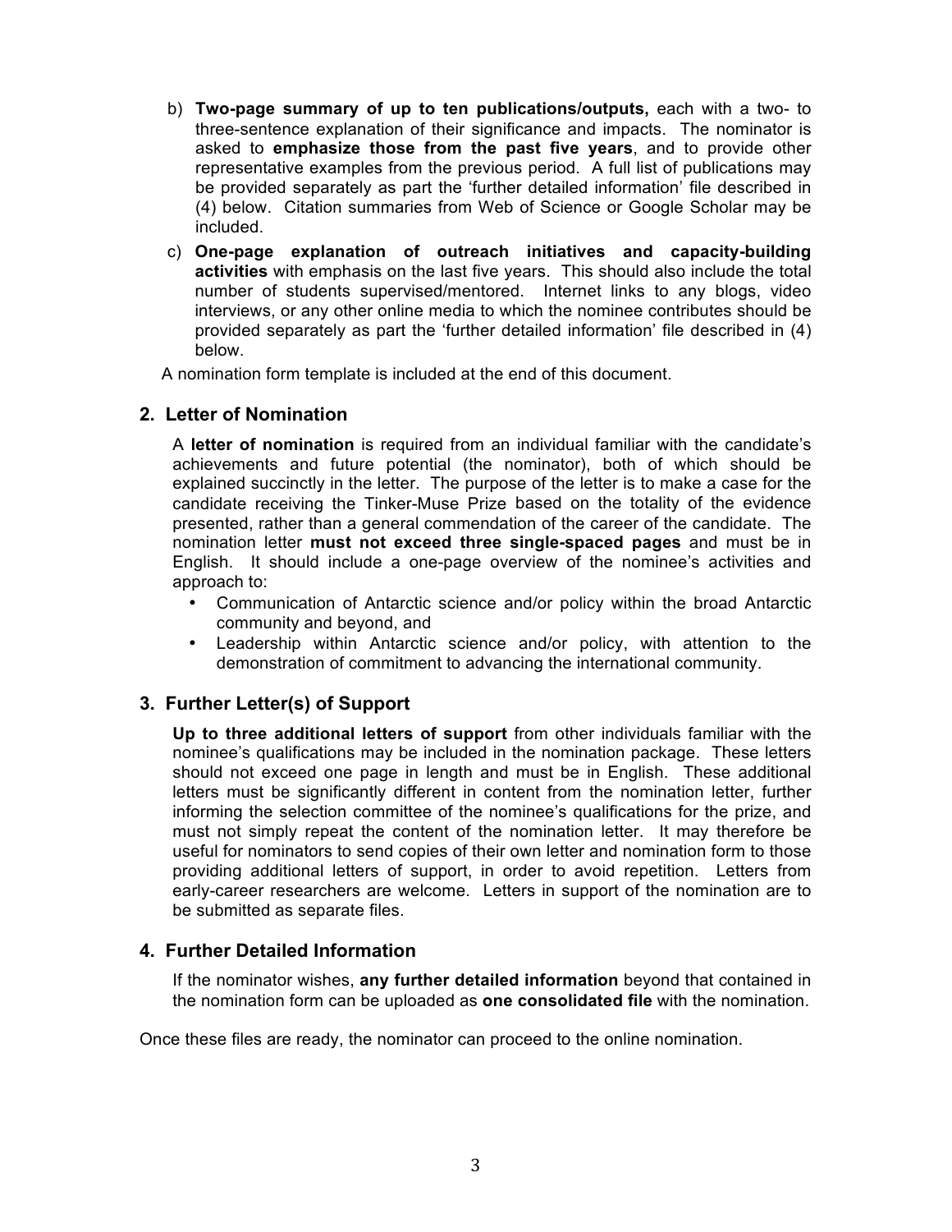b) **Two-page summary of up to ten publications/outputs,** each with a two- to three-sentence explanation of their significance and impacts. The nominator is asked to **emphasize those from the past five years**, and to provide other representative examples from the previous period. A full list of publications may be provided separately as part the 'further detailed information' file described in (4) below. Citation summaries from Web of Science or Google Scholar may be included.

c) **One-page explanation of outreach initiatives and capacity-building activities** with emphasis on the last five years. This should also include the total number of students supervised/mentored. Internet links to any blogs, video interviews, or any other online media to which the nominee contributes should be provided separately as part the 'further detailed information' file described in (4) below.

A nomination form template is included at the end of this document.

## 2. Letter of Nomination

A **letter of nomination** is required from an individual familiar with the candidate's achievements and future potential (the nominator), both of which should be explained succinctly in the letter. The purpose of the letter is to make a case for the candidate receiving the Tinker-Muse Prize based on the totality of the evidence presented, rather than a general commendation of the career of the candidate. The nomination letter **must not exceed three single-spaced pages** and must be in English. It should include a one-page overview of the nominee's activities and approach to:

- Communication of Antarctic science and/or policy within the broad Antarctic community and beyond, and
- Leadership within Antarctic science and/or policy, with attention to the demonstration of commitment to advancing the international community.

## 3. Further Letter(s) of Support

**Up to three additional letters of support** from other individuals familiar with the nominee's qualifications may be included in the nomination package. These letters should not exceed one page in length and must be in English. These additional letters must be significantly different in content from the nomination letter, further informing the selection committee of the nominee's qualifications for the prize, and must not simply repeat the content of the nomination letter. It may therefore be useful for nominators to send copies of their own letter and nomination form to those providing additional letters of support, in order to avoid repetition. Letters from early-career researchers are welcome. Letters in support of the nomination are to be submitted as separate files.

## 4. Further Detailed Information

If the nominator wishes, **any further detailed information** beyond that contained in the nomination form can be uploaded as **one consolidated file** with the nomination.

Once these files are ready, the nominator can proceed to the online nomination.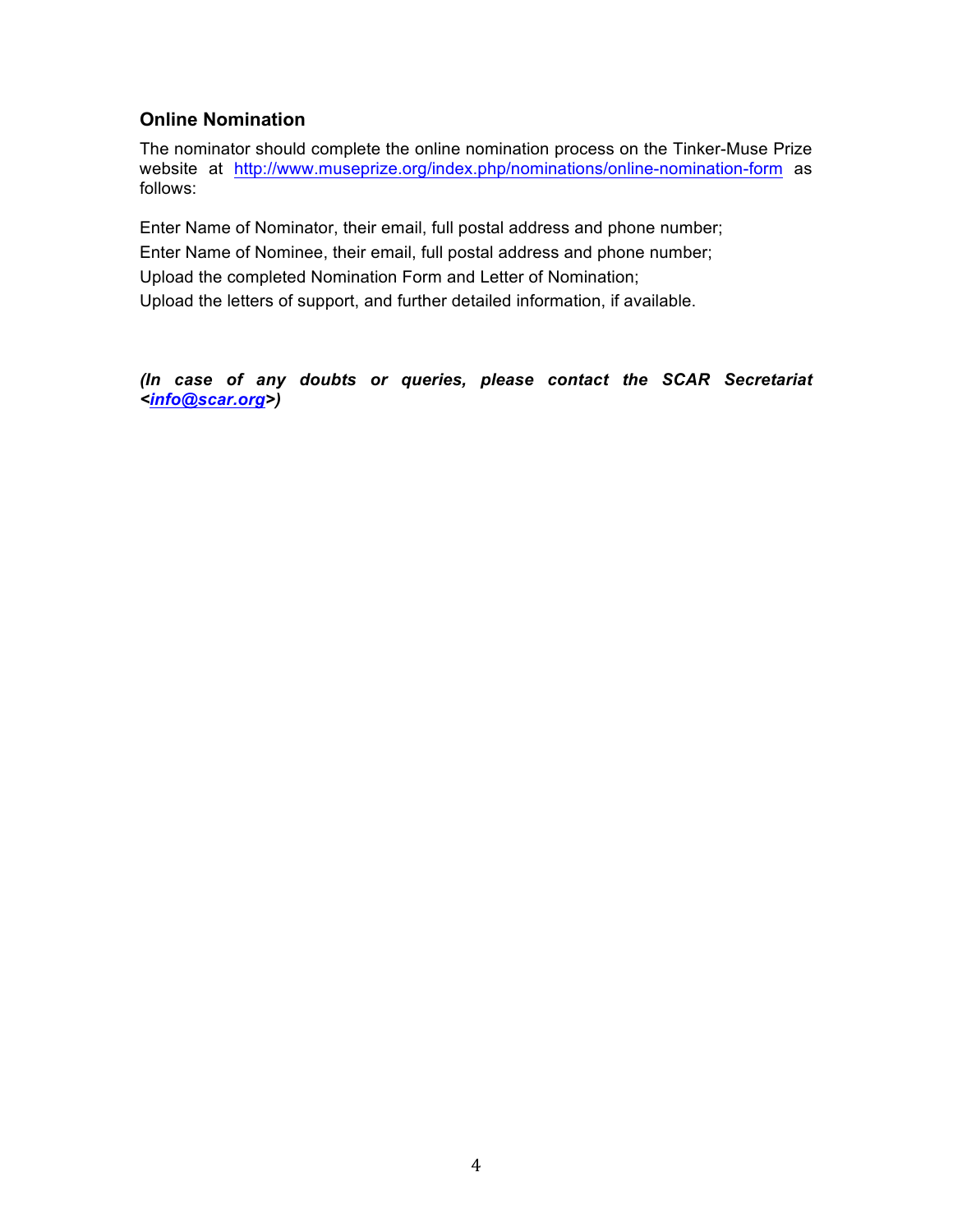### Online Nomination

The nominator should complete the online nomination process on the Tinker-Muse Prize website at http://www.museprize.org/index.php/nominations/online-nomination-form as follows:

Enter Name of Nominator, their email, full postal address and phone number;

Enter Name of Nominee, their email, full postal address and phone number;

Upload the completed Nomination Form and Letter of Nomination;

Upload the letters of support, and further detailed information, if available.

***(In case of any doubts or queries, please contact the SCAR Secretariat <info@scar.org>)***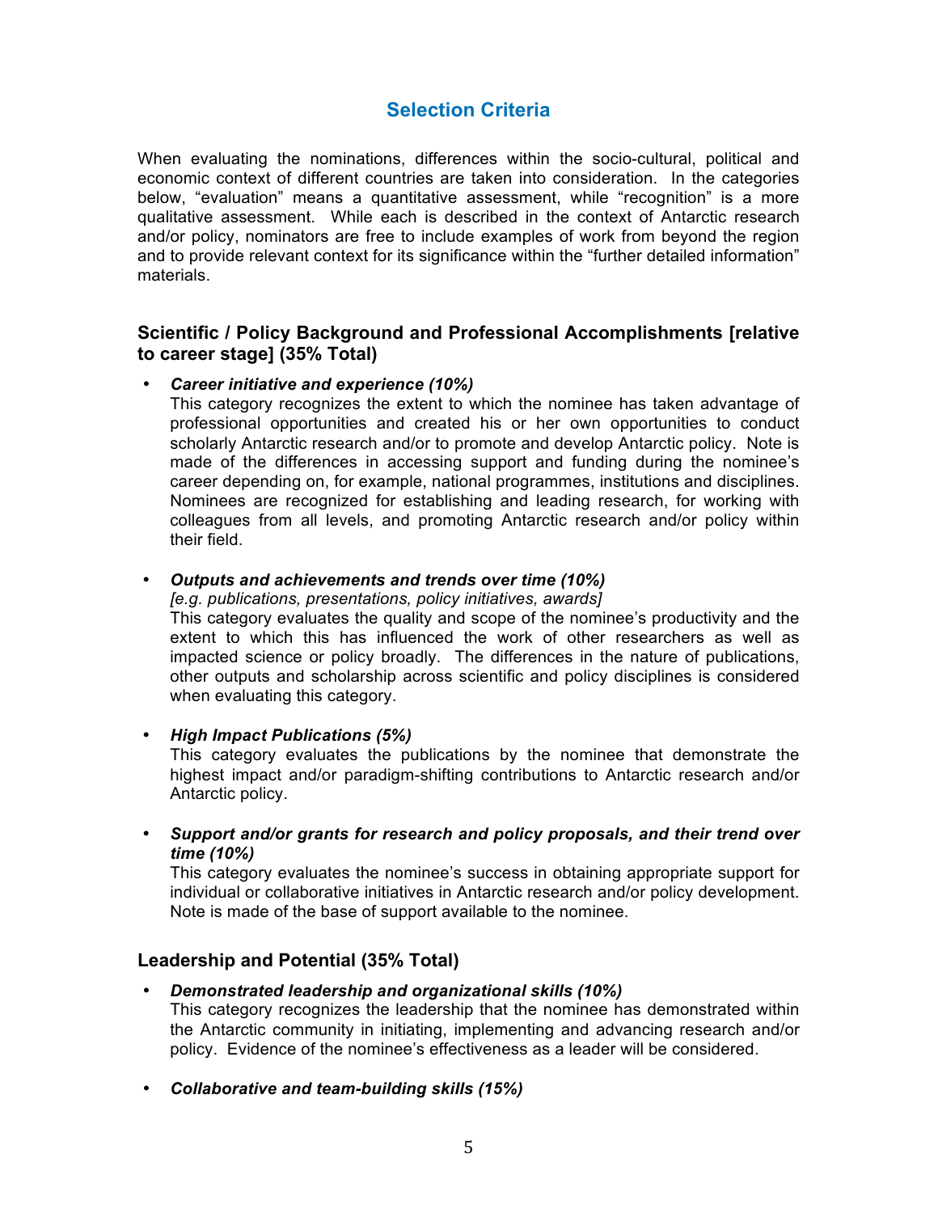## Selection Criteria

When evaluating the nominations, differences within the socio-cultural, political and economic context of different countries are taken into consideration. In the categories below, "evaluation" means a quantitative assessment, while "recognition" is a more qualitative assessment. While each is described in the context of Antarctic research and/or policy, nominators are free to include examples of work from beyond the region and to provide relevant context for its significance within the "further detailed information" materials.

### Scientific / Policy Background and Professional Accomplishments [relative to career stage] (35% Total)

- ***Career initiative and experience (10%)***
  This category recognizes the extent to which the nominee has taken advantage of professional opportunities and created his or her own opportunities to conduct scholarly Antarctic research and/or to promote and develop Antarctic policy. Note is made of the differences in accessing support and funding during the nominee's career depending on, for example, national programmes, institutions and disciplines. Nominees are recognized for establishing and leading research, for working with colleagues from all levels, and promoting Antarctic research and/or policy within their field.

- ***Outputs and achievements and trends over time (10%)***
  *[e.g. publications, presentations, policy initiatives, awards]*
  This category evaluates the quality and scope of the nominee's productivity and the extent to which this has influenced the work of other researchers as well as impacted science or policy broadly. The differences in the nature of publications, other outputs and scholarship across scientific and policy disciplines is considered when evaluating this category.

- ***High Impact Publications (5%)***
  This category evaluates the publications by the nominee that demonstrate the highest impact and/or paradigm-shifting contributions to Antarctic research and/or Antarctic policy.

- ***Support and/or grants for research and policy proposals, and their trend over time (10%)***
  This category evaluates the nominee's success in obtaining appropriate support for individual or collaborative initiatives in Antarctic research and/or policy development. Note is made of the base of support available to the nominee.

### Leadership and Potential (35% Total)

- ***Demonstrated leadership and organizational skills (10%)***
  This category recognizes the leadership that the nominee has demonstrated within the Antarctic community in initiating, implementing and advancing research and/or policy. Evidence of the nominee's effectiveness as a leader will be considered.

- ***Collaborative and team-building skills (15%)***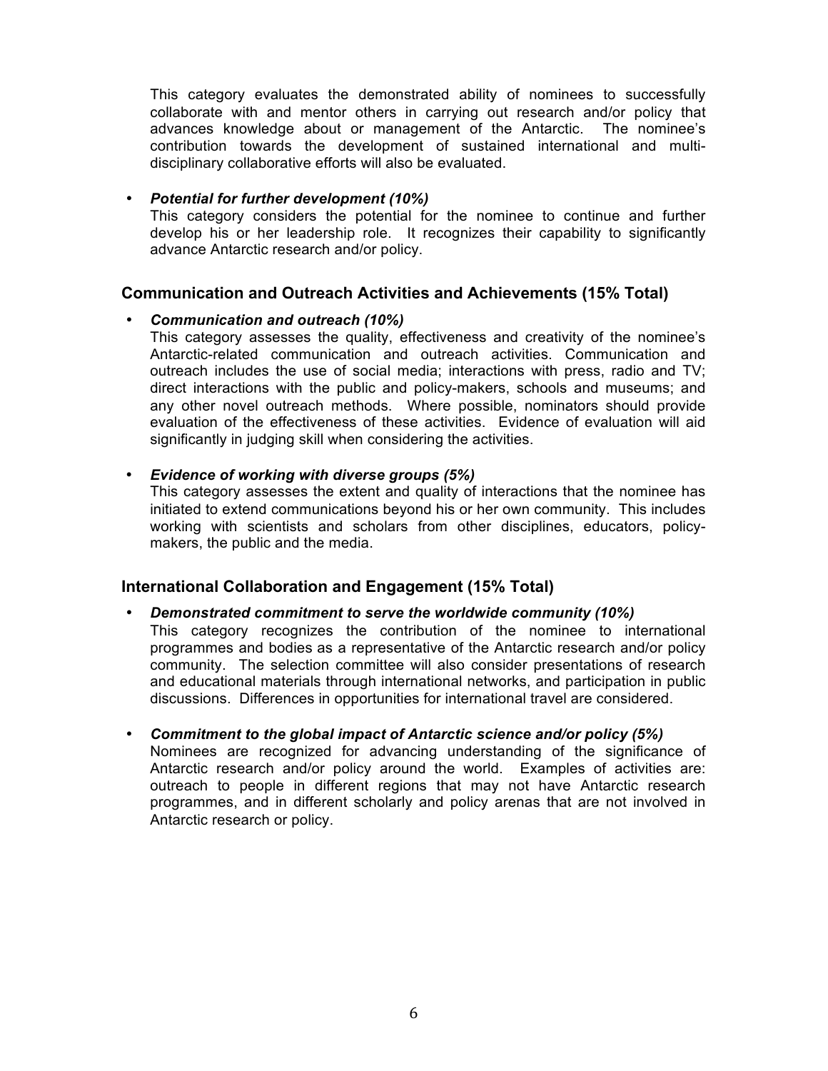This category evaluates the demonstrated ability of nominees to successfully collaborate with and mentor others in carrying out research and/or policy that advances knowledge about or management of the Antarctic. The nominee's contribution towards the development of sustained international and multi-disciplinary collaborative efforts will also be evaluated.

- ***Potential for further development (10%)***
  This category considers the potential for the nominee to continue and further develop his or her leadership role. It recognizes their capability to significantly advance Antarctic research and/or policy.

## Communication and Outreach Activities and Achievements (15% Total)

- ***Communication and outreach (10%)***
  This category assesses the quality, effectiveness and creativity of the nominee's Antarctic-related communication and outreach activities. Communication and outreach includes the use of social media; interactions with press, radio and TV; direct interactions with the public and policy-makers, schools and museums; and any other novel outreach methods. Where possible, nominators should provide evaluation of the effectiveness of these activities. Evidence of evaluation will aid significantly in judging skill when considering the activities.

- ***Evidence of working with diverse groups (5%)***
  This category assesses the extent and quality of interactions that the nominee has initiated to extend communications beyond his or her own community. This includes working with scientists and scholars from other disciplines, educators, policy-makers, the public and the media.

## International Collaboration and Engagement (15% Total)

- ***Demonstrated commitment to serve the worldwide community (10%)***
  This category recognizes the contribution of the nominee to international programmes and bodies as a representative of the Antarctic research and/or policy community. The selection committee will also consider presentations of research and educational materials through international networks, and participation in public discussions. Differences in opportunities for international travel are considered.

- ***Commitment to the global impact of Antarctic science and/or policy (5%)***
  Nominees are recognized for advancing understanding of the significance of Antarctic research and/or policy around the world. Examples of activities are: outreach to people in different regions that may not have Antarctic research programmes, and in different scholarly and policy arenas that are not involved in Antarctic research or policy.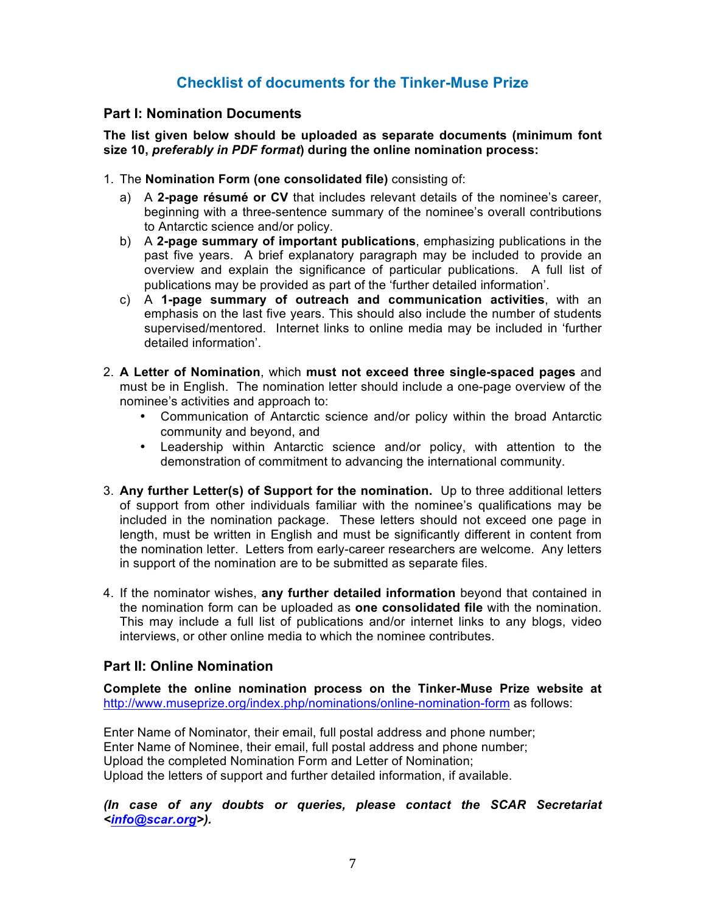# Checklist of documents for the Tinker-Muse Prize

## Part I: Nomination Documents

**The list given below should be uploaded as separate documents (minimum font size 10, *preferably in PDF format*) during the online nomination process:**

1. The **Nomination Form (one consolidated file)** consisting of:
   a) A **2-page résumé or CV** that includes relevant details of the nominee's career, beginning with a three-sentence summary of the nominee's overall contributions to Antarctic science and/or policy.
   b) A **2-page summary of important publications**, emphasizing publications in the past five years. A brief explanatory paragraph may be included to provide an overview and explain the significance of particular publications. A full list of publications may be provided as part of the 'further detailed information'.
   c) A **1-page summary of outreach and communication activities**, with an emphasis on the last five years. This should also include the number of students supervised/mentored. Internet links to online media may be included in 'further detailed information'.

2. **A Letter of Nomination**, which **must not exceed three single-spaced pages** and must be in English. The nomination letter should include a one-page overview of the nominee's activities and approach to:
   - Communication of Antarctic science and/or policy within the broad Antarctic community and beyond, and
   - Leadership within Antarctic science and/or policy, with attention to the demonstration of commitment to advancing the international community.

3. **Any further Letter(s) of Support for the nomination.** Up to three additional letters of support from other individuals familiar with the nominee's qualifications may be included in the nomination package. These letters should not exceed one page in length, must be written in English and must be significantly different in content from the nomination letter. Letters from early-career researchers are welcome. Any letters in support of the nomination are to be submitted as separate files.

4. If the nominator wishes, **any further detailed information** beyond that contained in the nomination form can be uploaded as **one consolidated file** with the nomination. This may include a full list of publications and/or internet links to any blogs, video interviews, or other online media to which the nominee contributes.

## Part II: Online Nomination

**Complete the online nomination process on the Tinker-Muse Prize website at** http://www.museprize.org/index.php/nominations/online-nomination-form as follows:

Enter Name of Nominator, their email, full postal address and phone number;
Enter Name of Nominee, their email, full postal address and phone number;
Upload the completed Nomination Form and Letter of Nomination;
Upload the letters of support and further detailed information, if available.

***(In case of any doubts or queries, please contact the SCAR Secretariat <info@scar.org>).***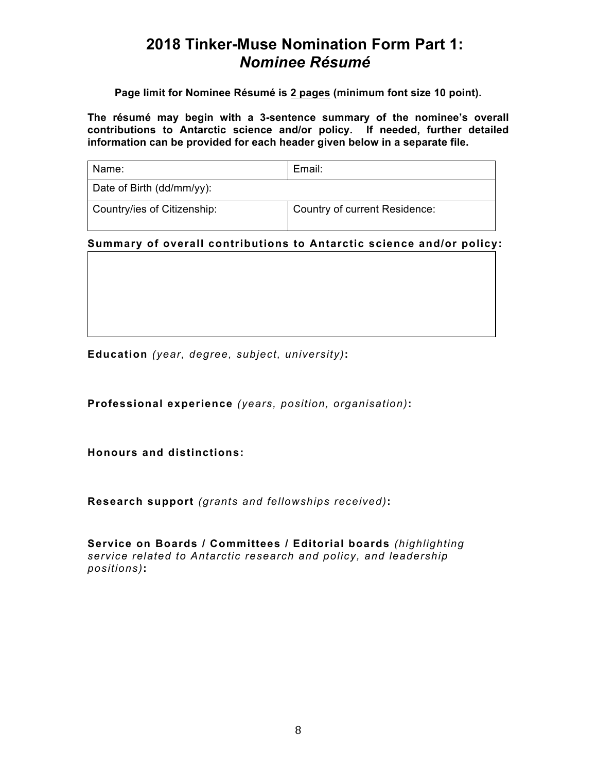# 2018 Tinker-Muse Nomination Form Part 1:
## *Nominee Résumé*

**Page limit for Nominee Résumé is 2 pages (minimum font size 10 point).**

**The résumé may begin with a 3-sentence summary of the nominee's overall contributions to Antarctic science and/or policy. If needed, further detailed information can be provided for each header given below in a separate file.**

| Name: | Email: |
| --- | --- |
| Date of Birth (dd/mm/yy): | |
| Country/ies of Citizenship: | Country of current Residence: |

**Summary of overall contributions to Antarctic science and/or policy:**

| |
| --- |
| |

**Education** *(year, degree, subject, university)***:**

**Professional experience** *(years, position, organisation)***:**

**Honours and distinctions:**

**Research support** *(grants and fellowships received)***:**

**Service on Boards / Committees / Editorial boards** *(highlighting service related to Antarctic research and policy, and leadership positions)***:**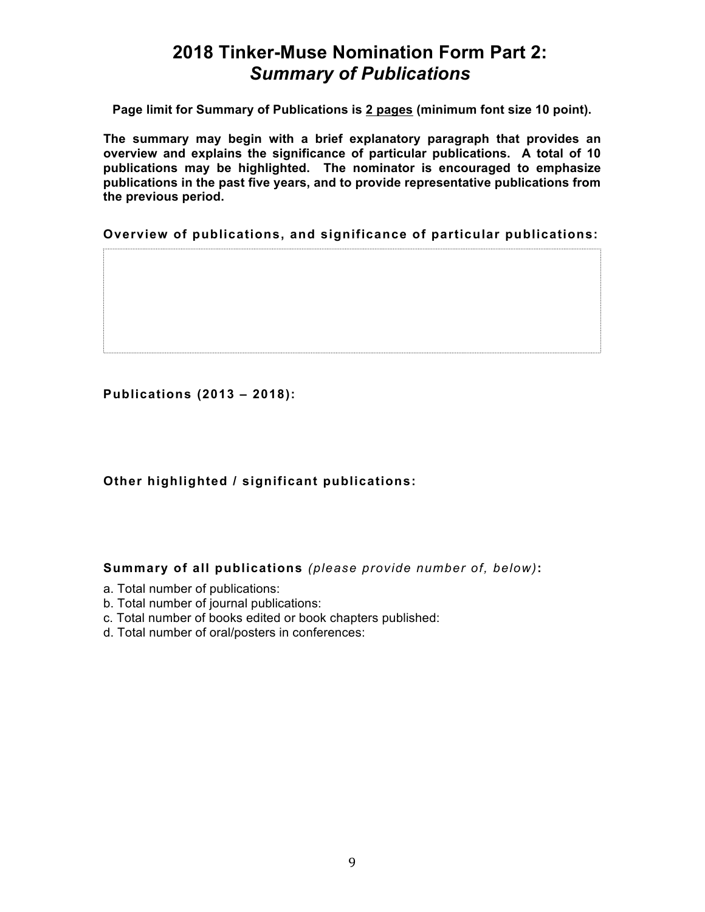# 2018 Tinker-Muse Nomination Form Part 2: *Summary of Publications*

**Page limit for Summary of Publications is <u>2 pages</u> (minimum font size 10 point).**

**The summary may begin with a brief explanatory paragraph that provides an overview and explains the significance of particular publications. A total of 10 publications may be highlighted. The nominator is encouraged to emphasize publications in the past five years, and to provide representative publications from the previous period.**

**Overview of publications, and significance of particular publications:**

**Publications (2013 – 2018):**

**Other highlighted / significant publications:**

**Summary of all publications** *(please provide number of, below)***:**

a. Total number of publications:
b. Total number of journal publications:
c. Total number of books edited or book chapters published:
d. Total number of oral/posters in conferences: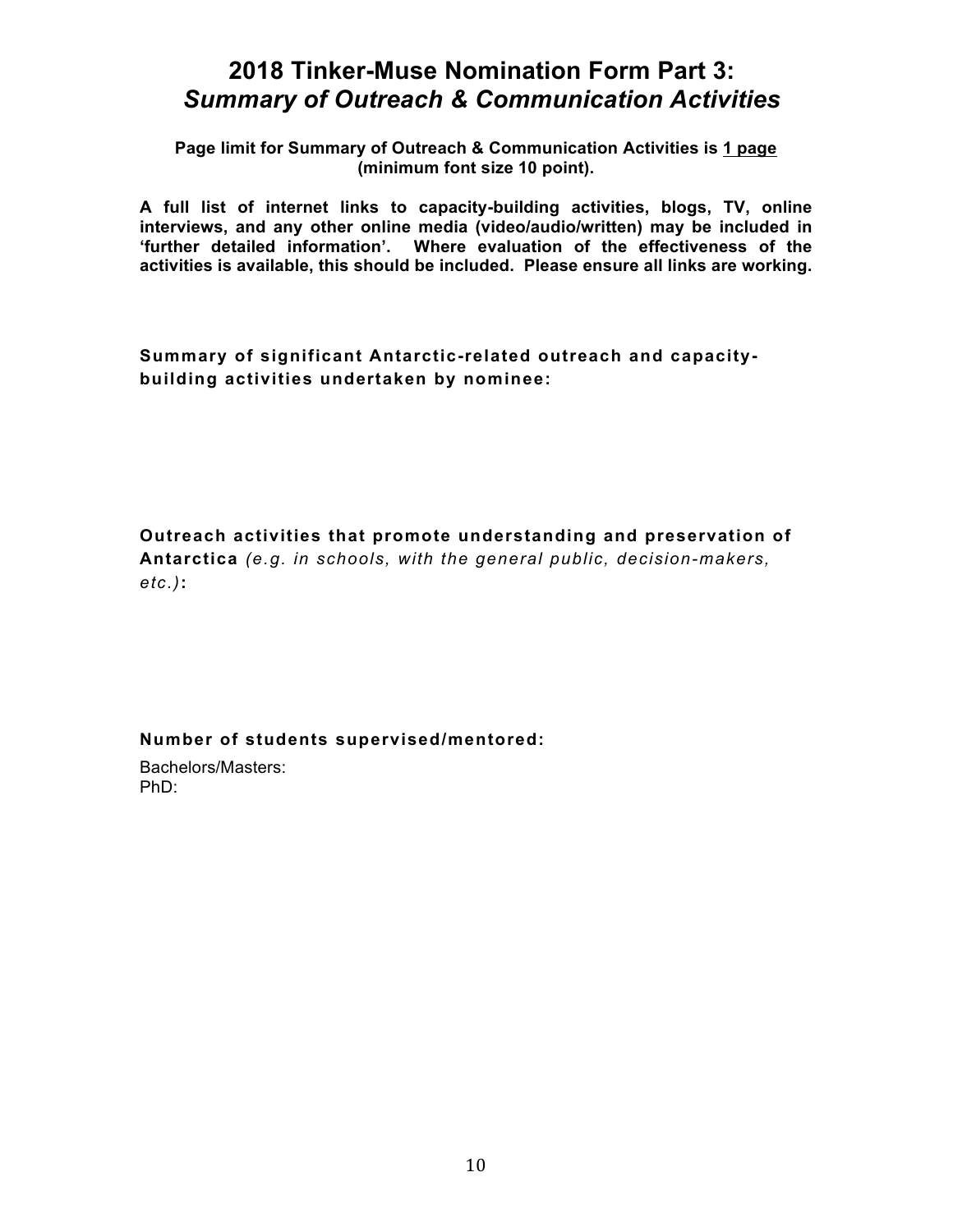# 2018 Tinker-Muse Nomination Form Part 3: *Summary of Outreach & Communication Activities*

**Page limit for Summary of Outreach & Communication Activities is <u>1 page</u> (minimum font size 10 point).**

**A full list of internet links to capacity-building activities, blogs, TV, online interviews, and any other online media (video/audio/written) may be included in 'further detailed information'. Where evaluation of the effectiveness of the activities is available, this should be included. Please ensure all links are working.**

**Summary of significant Antarctic-related outreach and capacity-building activities undertaken by nominee:**

**Outreach activities that promote understanding and preservation of Antarctica** *(e.g. in schools, with the general public, decision-makers, etc.)***:**

**Number of students supervised/mentored:**

Bachelors/Masters:
PhD: